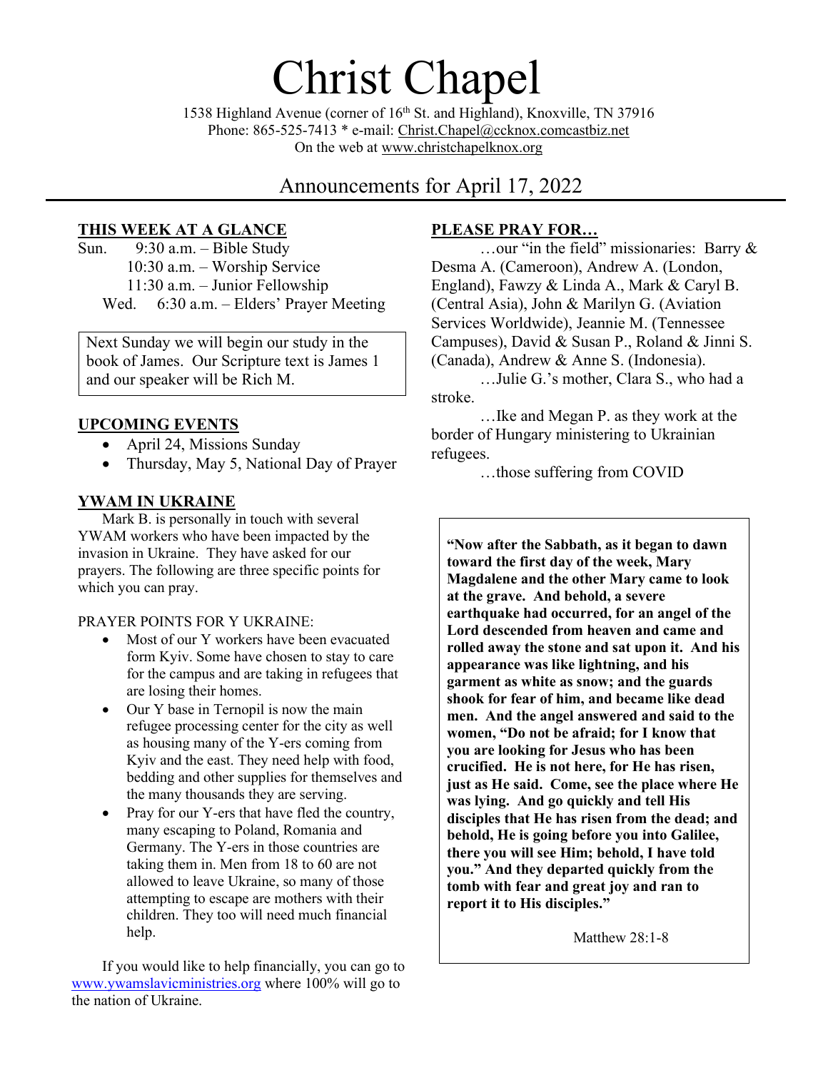# Christ Chapel

1538 Highland Avenue (corner of 16th St. and Highland), Knoxville, TN 37916
Phone: 865-525-7413 * e-mail: Christ.Chapel@ccknox.comcastbiz.net
On the web at www.christchapelknox.org

## Announcements for April 17, 2022

### THIS WEEK AT A GLANCE

Sun. 9:30 a.m. – Bible Study
10:30 a.m. – Worship Service
11:30 a.m. – Junior Fellowship
Wed. 6:30 a.m. – Elders' Prayer Meeting

Next Sunday we will begin our study in the book of James. Our Scripture text is James 1 and our speaker will be Rich M.

### UPCOMING EVENTS

- April 24, Missions Sunday
- Thursday, May 5, National Day of Prayer

### YWAM IN UKRAINE

Mark B. is personally in touch with several YWAM workers who have been impacted by the invasion in Ukraine. They have asked for our prayers. The following are three specific points for which you can pray.

PRAYER POINTS FOR Y UKRAINE:

- Most of our Y workers have been evacuated form Kyiv. Some have chosen to stay to care for the campus and are taking in refugees that are losing their homes.
- Our Y base in Ternopil is now the main refugee processing center for the city as well as housing many of the Y-ers coming from Kyiv and the east. They need help with food, bedding and other supplies for themselves and the many thousands they are serving.
- Pray for our Y-ers that have fled the country, many escaping to Poland, Romania and Germany. The Y-ers in those countries are taking them in. Men from 18 to 60 are not allowed to leave Ukraine, so many of those attempting to escape are mothers with their children. They too will need much financial help.

If you would like to help financially, you can go to www.ywamslavicministries.org where 100% will go to the nation of Ukraine.

### PLEASE PRAY FOR…

…our "in the field" missionaries: Barry & Desma A. (Cameroon), Andrew A. (London, England), Fawzy & Linda A., Mark & Caryl B. (Central Asia), John & Marilyn G. (Aviation Services Worldwide), Jeannie M. (Tennessee Campuses), David & Susan P., Roland & Jinni S. (Canada), Andrew & Anne S. (Indonesia).

…Julie G.'s mother, Clara S., who had a stroke.

…Ike and Megan P. as they work at the border of Hungary ministering to Ukrainian refugees.

…those suffering from COVID

**"Now after the Sabbath, as it began to dawn toward the first day of the week, Mary Magdalene and the other Mary came to look at the grave. And behold, a severe earthquake had occurred, for an angel of the Lord descended from heaven and came and rolled away the stone and sat upon it. And his appearance was like lightning, and his garment as white as snow; and the guards shook for fear of him, and became like dead men. And the angel answered and said to the women, "Do not be afraid; for I know that you are looking for Jesus who has been crucified. He is not here, for He has risen, just as He said. Come, see the place where He was lying. And go quickly and tell His disciples that He has risen from the dead; and behold, He is going before you into Galilee, there you will see Him; behold, I have told you." And they departed quickly from the tomb with fear and great joy and ran to report it to His disciples."**

Matthew 28:1-8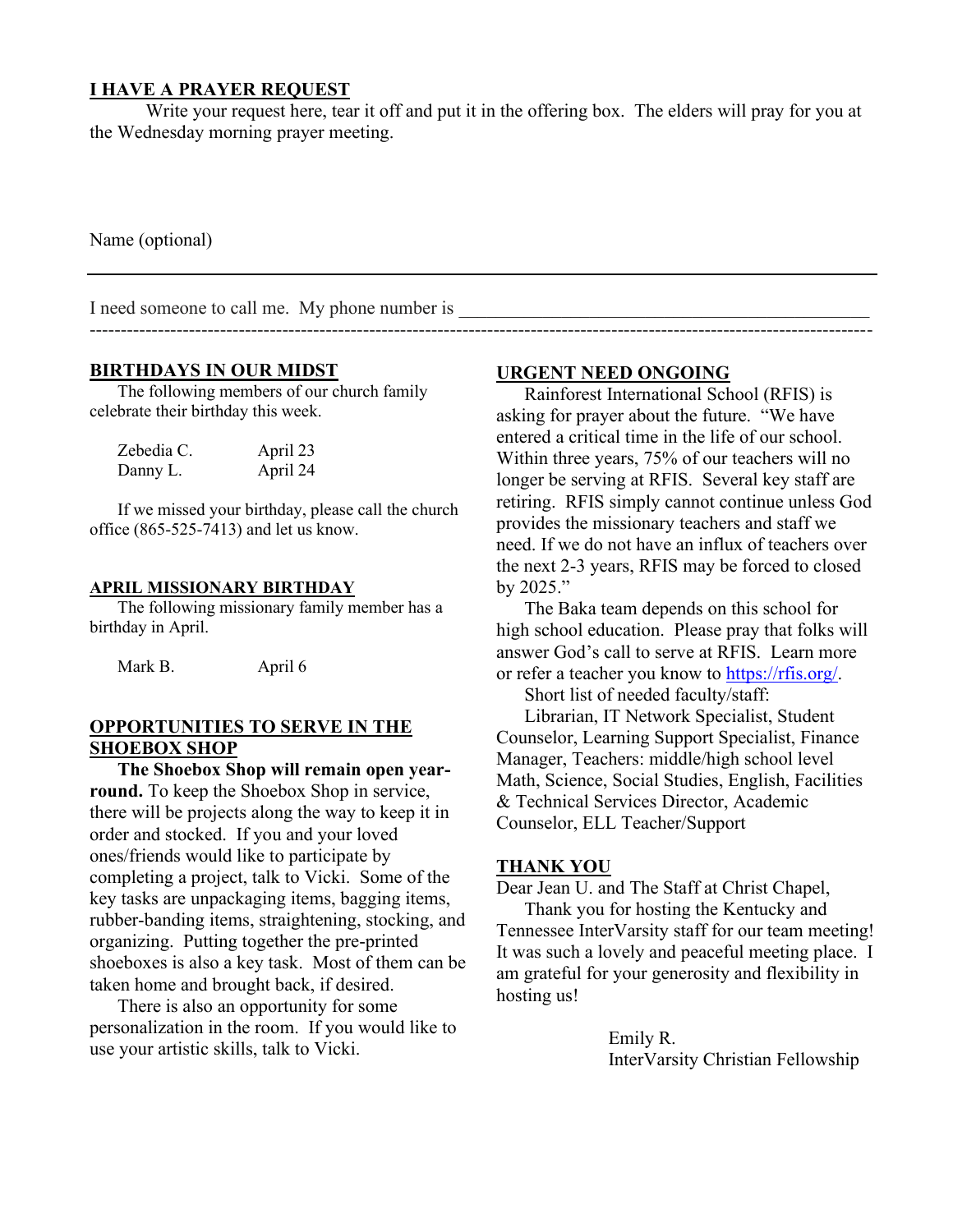## I HAVE A PRAYER REQUEST

Write your request here, tear it off and put it in the offering box. The elders will pray for you at the Wednesday morning prayer meeting.

Name (optional)

---

I need someone to call me. My phone number is ____________________________________________

---

## BIRTHDAYS IN OUR MIDST

The following members of our church family celebrate their birthday this week.

| | |
|---|---|
| Zebedia C. | April 23 |
| Danny L. | April 24 |

If we missed your birthday, please call the church office (865-525-7413) and let us know.

## APRIL MISSIONARY BIRTHDAY

The following missionary family member has a birthday in April.

| | |
|---|---|
| Mark B. | April 6 |

## OPPORTUNITIES TO SERVE IN THE SHOEBOX SHOP

**The Shoebox Shop will remain open year-round.** To keep the Shoebox Shop in service, there will be projects along the way to keep it in order and stocked. If you and your loved ones/friends would like to participate by completing a project, talk to Vicki. Some of the key tasks are unpackaging items, bagging items, rubber-banding items, straightening, stocking, and organizing. Putting together the pre-printed shoeboxes is also a key task. Most of them can be taken home and brought back, if desired.

There is also an opportunity for some personalization in the room. If you would like to use your artistic skills, talk to Vicki.

## URGENT NEED ONGOING

Rainforest International School (RFIS) is asking for prayer about the future. "We have entered a critical time in the life of our school. Within three years, 75% of our teachers will no longer be serving at RFIS. Several key staff are retiring. RFIS simply cannot continue unless God provides the missionary teachers and staff we need. If we do not have an influx of teachers over the next 2-3 years, RFIS may be forced to closed by 2025."

The Baka team depends on this school for high school education. Please pray that folks will answer God's call to serve at RFIS. Learn more or refer a teacher you know to https://rfis.org/.

Short list of needed faculty/staff:

Librarian, IT Network Specialist, Student Counselor, Learning Support Specialist, Finance Manager, Teachers: middle/high school level Math, Science, Social Studies, English, Facilities & Technical Services Director, Academic Counselor, ELL Teacher/Support

## THANK YOU

Dear Jean U. and The Staff at Christ Chapel,

Thank you for hosting the Kentucky and Tennessee InterVarsity staff for our team meeting! It was such a lovely and peaceful meeting place. I am grateful for your generosity and flexibility in hosting us!

Emily R.
InterVarsity Christian Fellowship